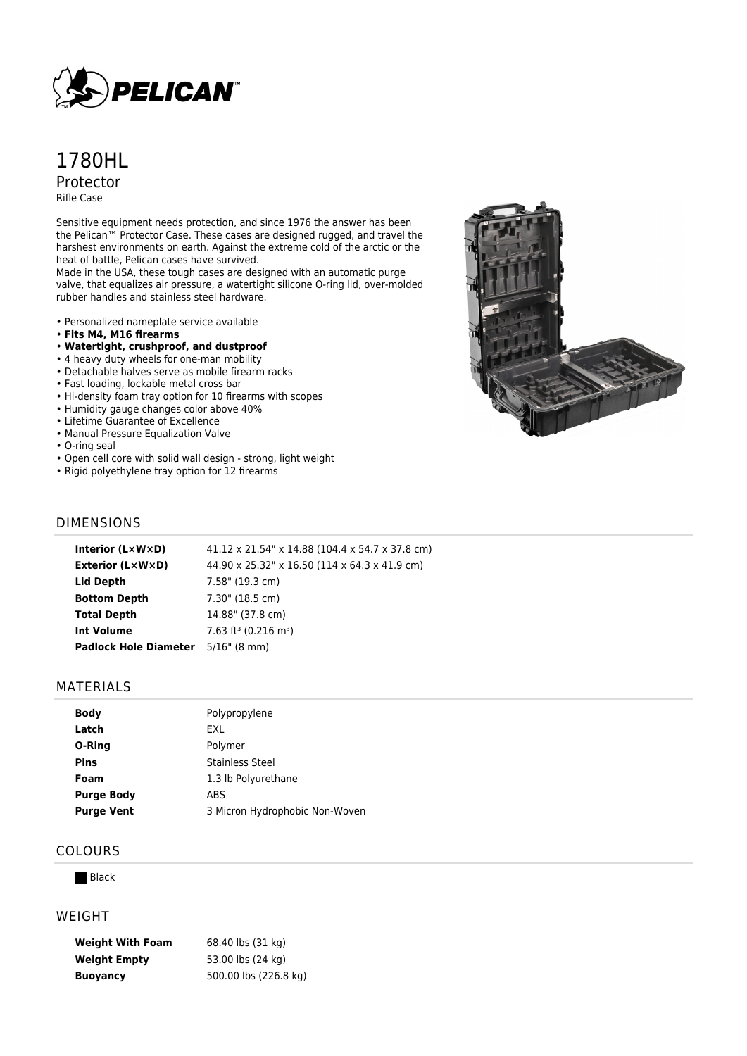# 1780HL

## Protector

Rifle Case

Sensitive equipment needs protection, and since 1976 the answer has been the Pelican™ Protector Case. These cases are designed rugged, and travel the harshest environments on earth. Against the extreme cold of the arctic or the heat of battle, Pelican cases have survived.
Made in the USA, these tough cases are designed with an automatic purge valve, that equalizes air pressure, a watertight silicone O-ring lid, over-molded rubber handles and stainless steel hardware.

- Personalized nameplate service available
- **Fits M4, M16 firearms**
- **Watertight, crushproof, and dustproof**
- 4 heavy duty wheels for one-man mobility
- Detachable halves serve as mobile firearm racks
- Fast loading, lockable metal cross bar
- Hi-density foam tray option for 10 firearms with scopes
- Humidity gauge changes color above 40%
- Lifetime Guarantee of Excellence
- Manual Pressure Equalization Valve
- O-ring seal
- Open cell core with solid wall design - strong, light weight
- Rigid polyethylene tray option for 12 firearms

## DIMENSIONS

| | |
|---|---|
| **Interior (L×W×D)** | 41.12 x 21.54" x 14.88 (104.4 x 54.7 x 37.8 cm) |
| **Exterior (L×W×D)** | 44.90 x 25.32" x 16.50 (114 x 64.3 x 41.9 cm) |
| **Lid Depth** | 7.58" (19.3 cm) |
| **Bottom Depth** | 7.30" (18.5 cm) |
| **Total Depth** | 14.88" (37.8 cm) |
| **Int Volume** | 7.63 $ft^3$ (0.216 $m^3$) |
| **Padlock Hole Diameter** | 5/16" (8 mm) |

## MATERIALS

| | |
|---|---|
| **Body** | Polypropylene |
| **Latch** | EXL |
| **O-Ring** | Polymer |
| **Pins** | Stainless Steel |
| **Foam** | 1.3 lb Polyurethane |
| **Purge Body** | ABS |
| **Purge Vent** | 3 Micron Hydrophobic Non-Woven |

## COLOURS

Black

## WEIGHT

| | |
|---|---|
| **Weight With Foam** | 68.40 lbs (31 kg) |
| **Weight Empty** | 53.00 lbs (24 kg) |
| **Buoyancy** | 500.00 lbs (226.8 kg) |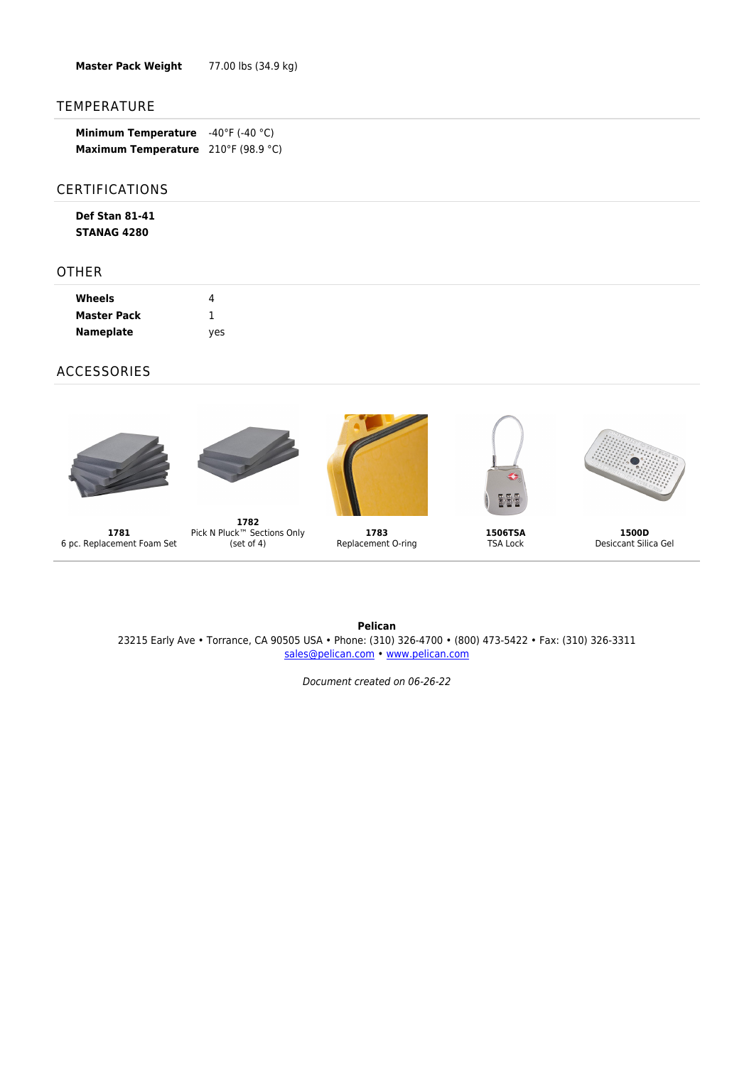| | |
|---|---|
| **Master Pack Weight** | 77.00 lbs (34.9 kg) |

## TEMPERATURE

| | |
|---|---|
| **Minimum Temperature** | -40°F (-40 °C) |
| **Maximum Temperature** | 210°F (98.9 °C) |

## CERTIFICATIONS

**Def Stan 81-41**
**STANAG 4280**

## OTHER

| | |
|---|---|
| **Wheels** | 4 |
| **Master Pack** | 1 |
| **Nameplate** | yes |

## ACCESSORIES

**1781**
6 pc. Replacement Foam Set

**1782**
Pick N Pluck™ Sections Only (set of 4)

**1783**
Replacement O-ring

**1506TSA**
TSA Lock

**1500D**
Desiccant Silica Gel

**Pelican**
23215 Early Ave • Torrance, CA 90505 USA • Phone: (310) 326-4700 • (800) 473-5422 • Fax: (310) 326-3311
sales@pelican.com • www.pelican.com

*Document created on 06-26-22*